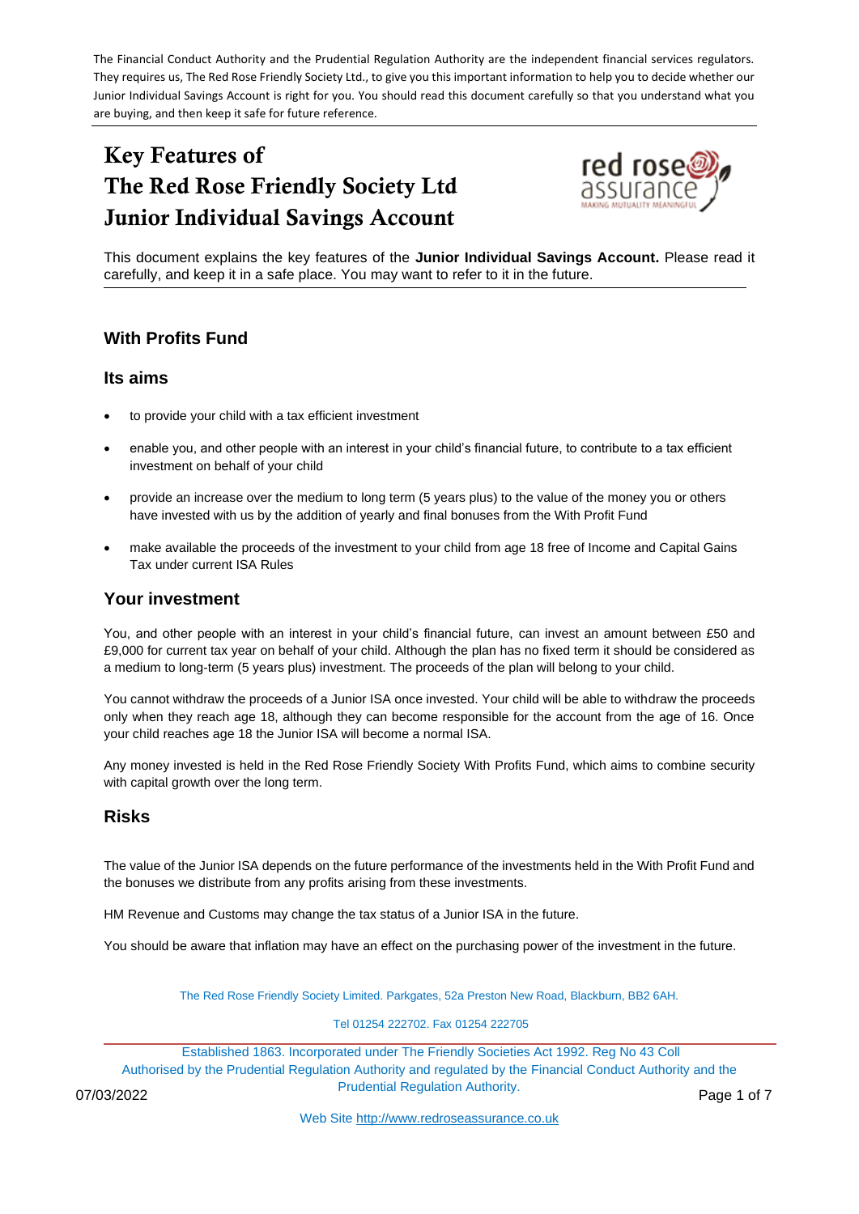The Financial Conduct Authority and the Prudential Regulation Authority are the independent financial services regulators. They requires us, The Red Rose Friendly Society Ltd., to give you this important information to help you to decide whether our Junior Individual Savings Account is right for you. You should read this document carefully so that you understand what you are buying, and then keep it safe for future reference.

# Key Features of The Red Rose Friendly Society Ltd Junior Individual Savings Account

This document explains the key features of the **Junior Individual Savings Account.** Please read it carefully, and keep it in a safe place. You may want to refer to it in the future.

## With Profits Fund

### Its aims

- to provide your child with a tax efficient investment
- enable you, and other people with an interest in your child's financial future, to contribute to a tax efficient investment on behalf of your child
- provide an increase over the medium to long term (5 years plus) to the value of the money you or others have invested with us by the addition of yearly and final bonuses from the With Profit Fund
- make available the proceeds of the investment to your child from age 18 free of Income and Capital Gains Tax under current ISA Rules

### Your investment

You, and other people with an interest in your child's financial future, can invest an amount between £50 and £9,000 for current tax year on behalf of your child. Although the plan has no fixed term it should be considered as a medium to long-term (5 years plus) investment. The proceeds of the plan will belong to your child.

You cannot withdraw the proceeds of a Junior ISA once invested. Your child will be able to withdraw the proceeds only when they reach age 18, although they can become responsible for the account from the age of 16. Once your child reaches age 18 the Junior ISA will become a normal ISA.

Any money invested is held in the Red Rose Friendly Society With Profits Fund, which aims to combine security with capital growth over the long term.

### Risks

The value of the Junior ISA depends on the future performance of the investments held in the With Profit Fund and the bonuses we distribute from any profits arising from these investments.

HM Revenue and Customs may change the tax status of a Junior ISA in the future.

You should be aware that inflation may have an effect on the purchasing power of the investment in the future.

The Red Rose Friendly Society Limited. Parkgates, 52a Preston New Road, Blackburn, BB2 6AH.

Tel 01254 222702. Fax 01254 222705

Established 1863. Incorporated under The Friendly Societies Act 1992. Reg No 43 Coll
Authorised by the Prudential Regulation Authority and regulated by the Financial Conduct Authority and the Prudential Regulation Authority.

07/03/2022

Web Site http://www.redroseassurance.co.uk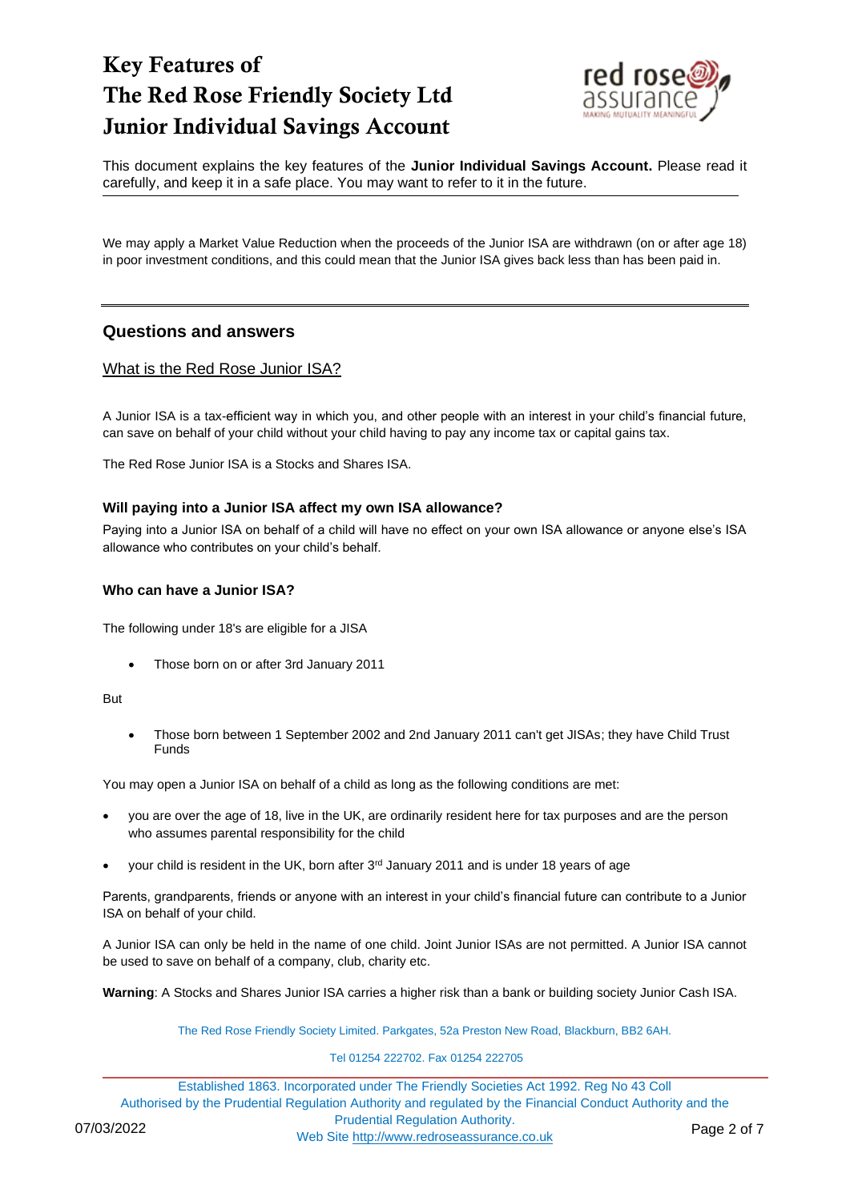# Key Features of The Red Rose Friendly Society Ltd Junior Individual Savings Account

This document explains the key features of the **Junior Individual Savings Account.** Please read it carefully, and keep it in a safe place. You may want to refer to it in the future.

We may apply a Market Value Reduction when the proceeds of the Junior ISA are withdrawn (on or after age 18) in poor investment conditions, and this could mean that the Junior ISA gives back less than has been paid in.

---

## Questions and answers

### What is the Red Rose Junior ISA?

A Junior ISA is a tax-efficient way in which you, and other people with an interest in your child's financial future, can save on behalf of your child without your child having to pay any income tax or capital gains tax.

The Red Rose Junior ISA is a Stocks and Shares ISA.

### Will paying into a Junior ISA affect my own ISA allowance?

Paying into a Junior ISA on behalf of a child will have no effect on your own ISA allowance or anyone else's ISA allowance who contributes on your child's behalf.

### Who can have a Junior ISA?

The following under 18's are eligible for a JISA

- Those born on or after 3rd January 2011

But

- Those born between 1 September 2002 and 2nd January 2011 can't get JISAs; they have Child Trust Funds

You may open a Junior ISA on behalf of a child as long as the following conditions are met:

- you are over the age of 18, live in the UK, are ordinarily resident here for tax purposes and are the person who assumes parental responsibility for the child
- your child is resident in the UK, born after 3rd January 2011 and is under 18 years of age

Parents, grandparents, friends or anyone with an interest in your child's financial future can contribute to a Junior ISA on behalf of your child.

A Junior ISA can only be held in the name of one child. Joint Junior ISAs are not permitted. A Junior ISA cannot be used to save on behalf of a company, club, charity etc.

**Warning**: A Stocks and Shares Junior ISA carries a higher risk than a bank or building society Junior Cash ISA.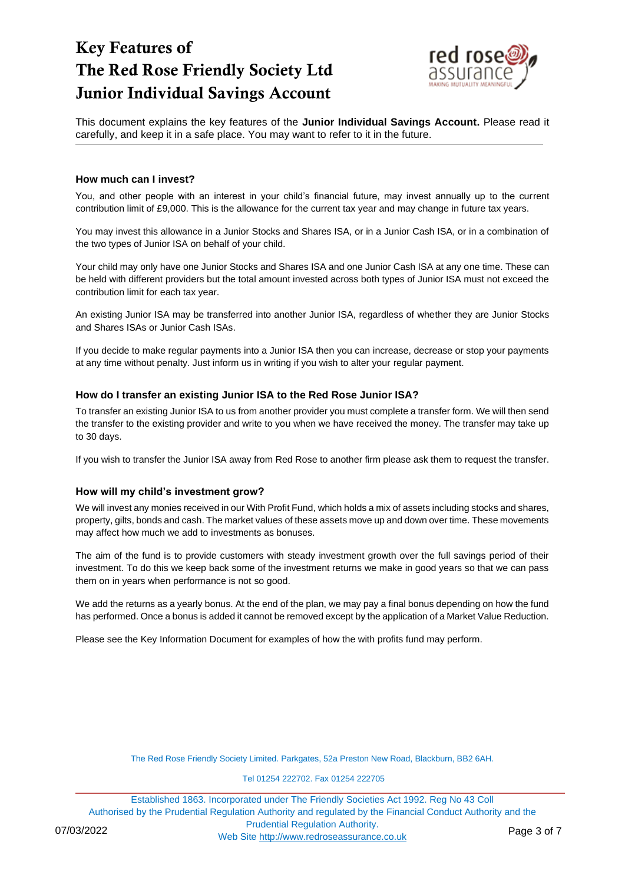# Key Features of The Red Rose Friendly Society Ltd Junior Individual Savings Account

This document explains the key features of the **Junior Individual Savings Account.** Please read it carefully, and keep it in a safe place. You may want to refer to it in the future.

### How much can I invest?

You, and other people with an interest in your child's financial future, may invest annually up to the current contribution limit of £9,000. This is the allowance for the current tax year and may change in future tax years.

You may invest this allowance in a Junior Stocks and Shares ISA, or in a Junior Cash ISA, or in a combination of the two types of Junior ISA on behalf of your child.

Your child may only have one Junior Stocks and Shares ISA and one Junior Cash ISA at any one time. These can be held with different providers but the total amount invested across both types of Junior ISA must not exceed the contribution limit for each tax year.

An existing Junior ISA may be transferred into another Junior ISA, regardless of whether they are Junior Stocks and Shares ISAs or Junior Cash ISAs.

If you decide to make regular payments into a Junior ISA then you can increase, decrease or stop your payments at any time without penalty. Just inform us in writing if you wish to alter your regular payment.

### How do I transfer an existing Junior ISA to the Red Rose Junior ISA?

To transfer an existing Junior ISA to us from another provider you must complete a transfer form. We will then send the transfer to the existing provider and write to you when we have received the money. The transfer may take up to 30 days.

If you wish to transfer the Junior ISA away from Red Rose to another firm please ask them to request the transfer.

### How will my child's investment grow?

We will invest any monies received in our With Profit Fund, which holds a mix of assets including stocks and shares, property, gilts, bonds and cash. The market values of these assets move up and down over time. These movements may affect how much we add to investments as bonuses.

The aim of the fund is to provide customers with steady investment growth over the full savings period of their investment. To do this we keep back some of the investment returns we make in good years so that we can pass them on in years when performance is not so good.

We add the returns as a yearly bonus. At the end of the plan, we may pay a final bonus depending on how the fund has performed. Once a bonus is added it cannot be removed except by the application of a Market Value Reduction.

Please see the Key Information Document for examples of how the with profits fund may perform.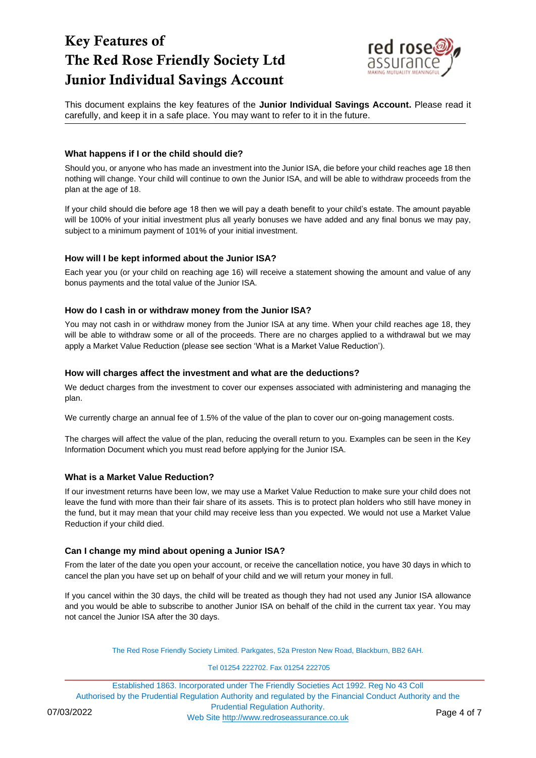# Key Features of The Red Rose Friendly Society Ltd Junior Individual Savings Account

This document explains the key features of the **Junior Individual Savings Account.** Please read it carefully, and keep it in a safe place. You may want to refer to it in the future.

### What happens if I or the child should die?

Should you, or anyone who has made an investment into the Junior ISA, die before your child reaches age 18 then nothing will change. Your child will continue to own the Junior ISA, and will be able to withdraw proceeds from the plan at the age of 18.

If your child should die before age 18 then we will pay a death benefit to your child's estate. The amount payable will be 100% of your initial investment plus all yearly bonuses we have added and any final bonus we may pay, subject to a minimum payment of 101% of your initial investment.

### How will I be kept informed about the Junior ISA?

Each year you (or your child on reaching age 16) will receive a statement showing the amount and value of any bonus payments and the total value of the Junior ISA.

### How do I cash in or withdraw money from the Junior ISA?

You may not cash in or withdraw money from the Junior ISA at any time. When your child reaches age 18, they will be able to withdraw some or all of the proceeds. There are no charges applied to a withdrawal but we may apply a Market Value Reduction (please see section 'What is a Market Value Reduction').

### How will charges affect the investment and what are the deductions?

We deduct charges from the investment to cover our expenses associated with administering and managing the plan.

We currently charge an annual fee of 1.5% of the value of the plan to cover our on-going management costs.

The charges will affect the value of the plan, reducing the overall return to you. Examples can be seen in the Key Information Document which you must read before applying for the Junior ISA.

### What is a Market Value Reduction?

If our investment returns have been low, we may use a Market Value Reduction to make sure your child does not leave the fund with more than their fair share of its assets. This is to protect plan holders who still have money in the fund, but it may mean that your child may receive less than you expected. We would not use a Market Value Reduction if your child died.

### Can I change my mind about opening a Junior ISA?

From the later of the date you open your account, or receive the cancellation notice, you have 30 days in which to cancel the plan you have set up on behalf of your child and we will return your money in full.

If you cancel within the 30 days, the child will be treated as though they had not used any Junior ISA allowance and you would be able to subscribe to another Junior ISA on behalf of the child in the current tax year. You may not cancel the Junior ISA after the 30 days.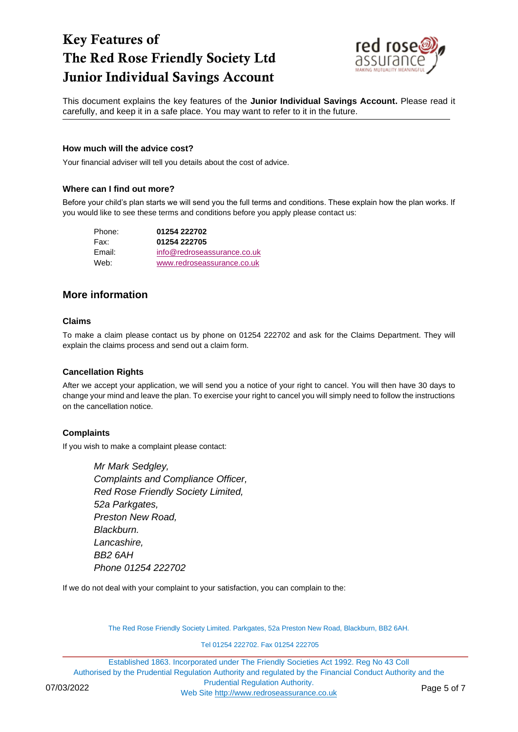# Key Features of The Red Rose Friendly Society Ltd Junior Individual Savings Account

This document explains the key features of the **Junior Individual Savings Account.** Please read it carefully, and keep it in a safe place. You may want to refer to it in the future.

**How much will the advice cost?**

Your financial adviser will tell you details about the cost of advice.

**Where can I find out more?**

Before your child's plan starts we will send you the full terms and conditions. These explain how the plan works. If you would like to see these terms and conditions before you apply please contact us:

| | |
|---|---|
| Phone: | **01254 222702** |
| Fax: | **01254 222705** |
| Email: | info@redroseassurance.co.uk |
| Web: | www.redroseassurance.co.uk |

## More information

**Claims**

To make a claim please contact us by phone on 01254 222702 and ask for the Claims Department. They will explain the claims process and send out a claim form.

**Cancellation Rights**

After we accept your application, we will send you a notice of your right to cancel. You will then have 30 days to change your mind and leave the plan. To exercise your right to cancel you will simply need to follow the instructions on the cancellation notice.

**Complaints**

If you wish to make a complaint please contact:

*Mr Mark Sedgley,*
*Complaints and Compliance Officer,*
*Red Rose Friendly Society Limited,*
*52a Parkgates,*
*Preston New Road,*
*Blackburn.*
*Lancashire,*
*BB2 6AH*
*Phone 01254 222702*

If we do not deal with your complaint to your satisfaction, you can complain to the: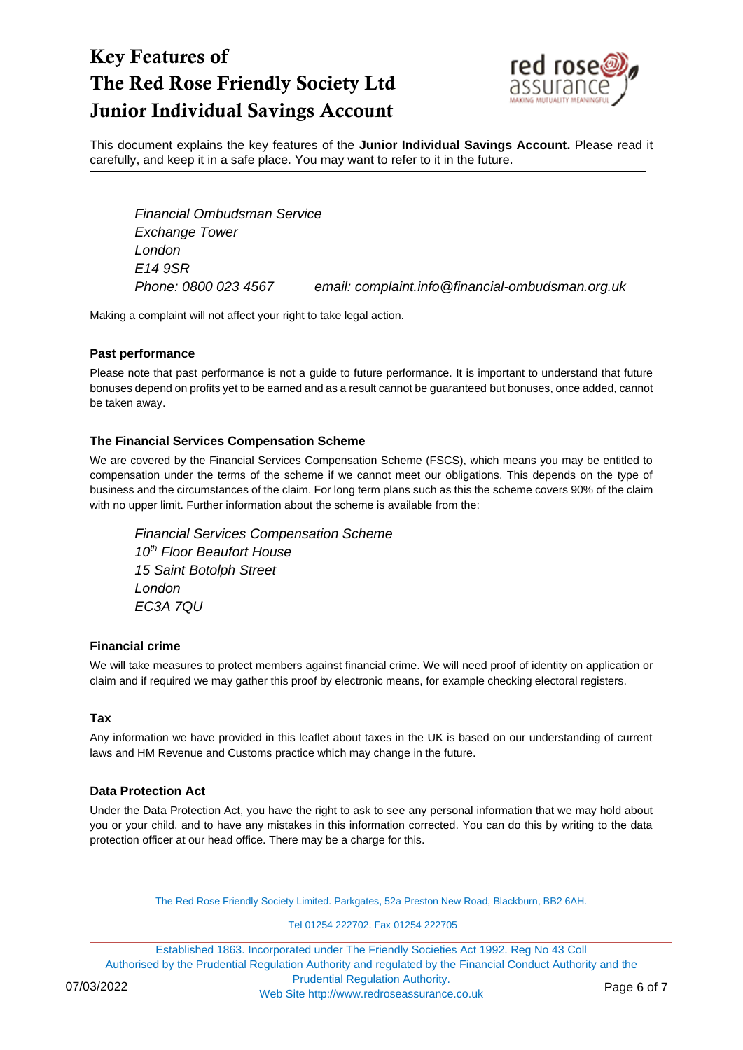*Financial Ombudsman Service*
*Exchange Tower*
*London*
*E14 9SR*
*Phone: 0800 023 4567* *email: complaint.info@financial-ombudsman.org.uk*

Making a complaint will not affect your right to take legal action.

**Past performance**

Please note that past performance is not a guide to future performance. It is important to understand that future bonuses depend on profits yet to be earned and as a result cannot be guaranteed but bonuses, once added, cannot be taken away.

**The Financial Services Compensation Scheme**

We are covered by the Financial Services Compensation Scheme (FSCS), which means you may be entitled to compensation under the terms of the scheme if we cannot meet our obligations. This depends on the type of business and the circumstances of the claim. For long term plans such as this the scheme covers 90% of the claim with no upper limit. Further information about the scheme is available from the:

*Financial Services Compensation Scheme*
*10th Floor Beaufort House*
*15 Saint Botolph Street*
*London*
*EC3A 7QU*

**Financial crime**

We will take measures to protect members against financial crime. We will need proof of identity on application or claim and if required we may gather this proof by electronic means, for example checking electoral registers.

**Tax**

Any information we have provided in this leaflet about taxes in the UK is based on our understanding of current laws and HM Revenue and Customs practice which may change in the future.

**Data Protection Act**

Under the Data Protection Act, you have the right to ask to see any personal information that we may hold about you or your child, and to have any mistakes in this information corrected. You can do this by writing to the data protection officer at our head office. There may be a charge for this.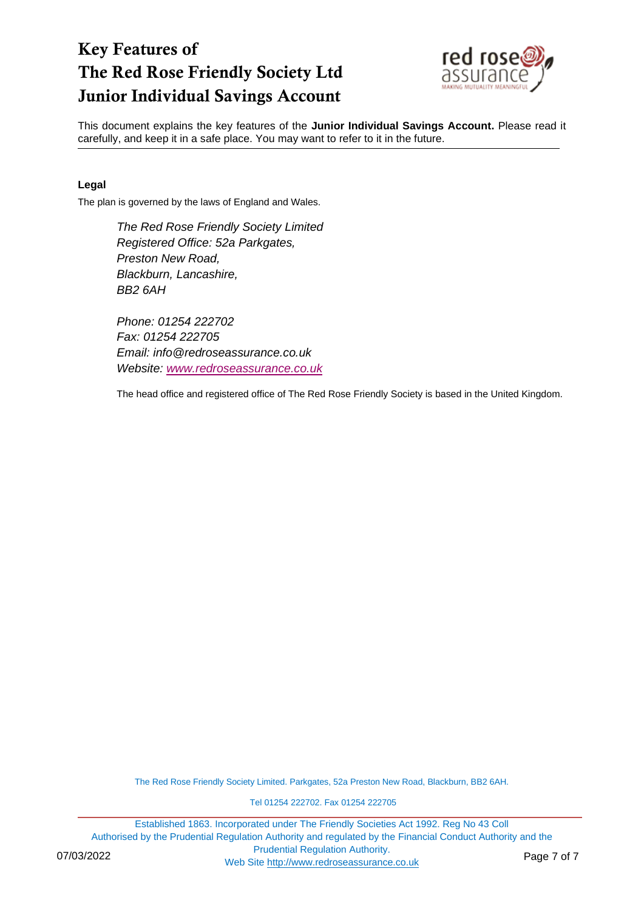# Key Features of The Red Rose Friendly Society Ltd Junior Individual Savings Account

This document explains the key features of the **Junior Individual Savings Account.** Please read it carefully, and keep it in a safe place. You may want to refer to it in the future.

**Legal**

The plan is governed by the laws of England and Wales.

*The Red Rose Friendly Society Limited*
*Registered Office: 52a Parkgates,*
*Preston New Road,*
*Blackburn, Lancashire,*
*BB2 6AH*

*Phone: 01254 222702*
*Fax: 01254 222705*
*Email: info@redroseassurance.co.uk*
*Website: www.redroseassurance.co.uk*

The head office and registered office of The Red Rose Friendly Society is based in the United Kingdom.

The Red Rose Friendly Society Limited. Parkgates, 52a Preston New Road, Blackburn, BB2 6AH.

Tel 01254 222702. Fax 01254 222705

Established 1863. Incorporated under The Friendly Societies Act 1992. Reg No 43 Coll
Authorised by the Prudential Regulation Authority and regulated by the Financial Conduct Authority and the Prudential Regulation Authority.
Web Site http://www.redroseassurance.co.uk

07/03/2022